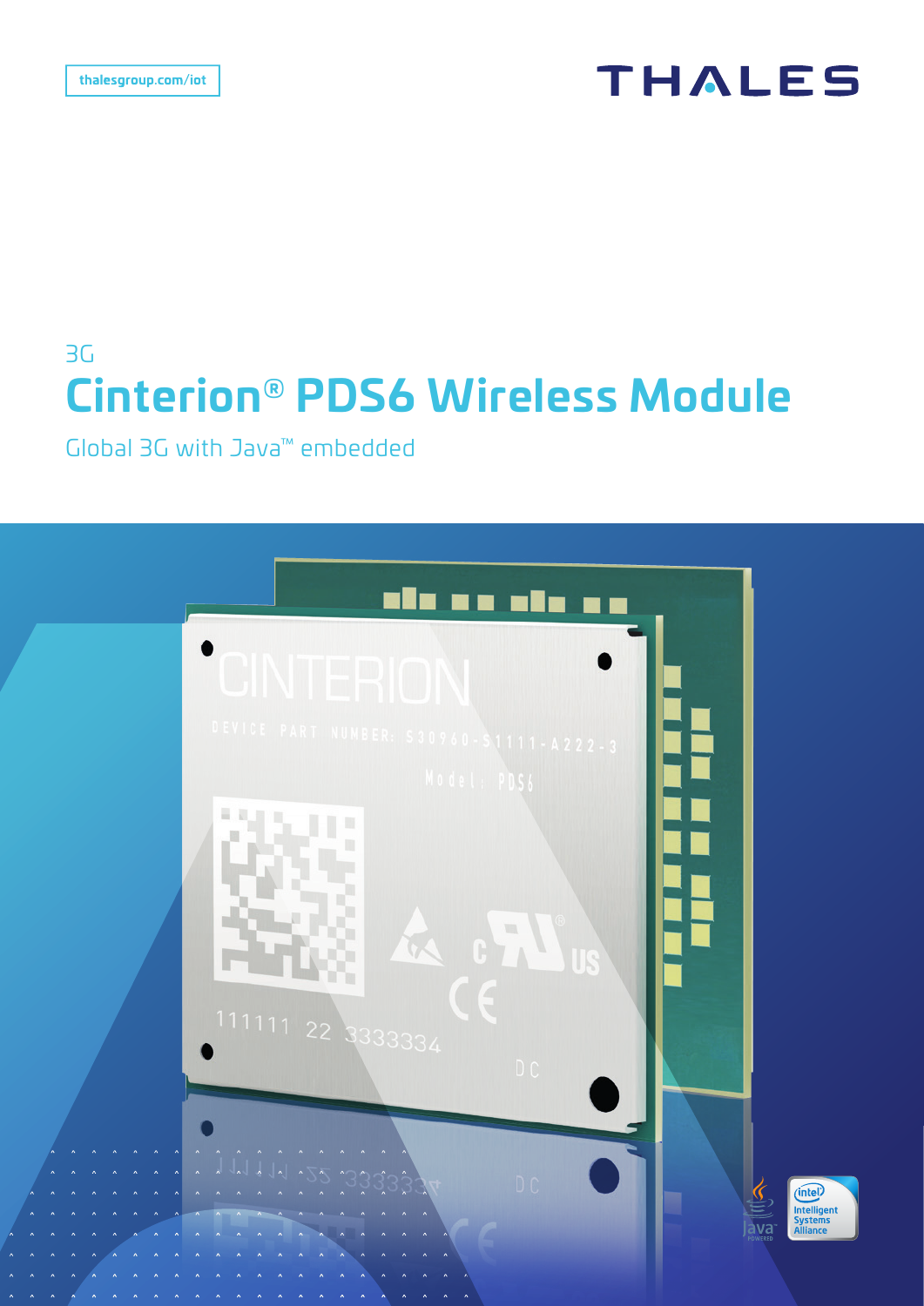thalesgroup.com/iot

THALES

3G

# Cinterion® PDS6 Wireless Module

Global 3G with Java™ embedded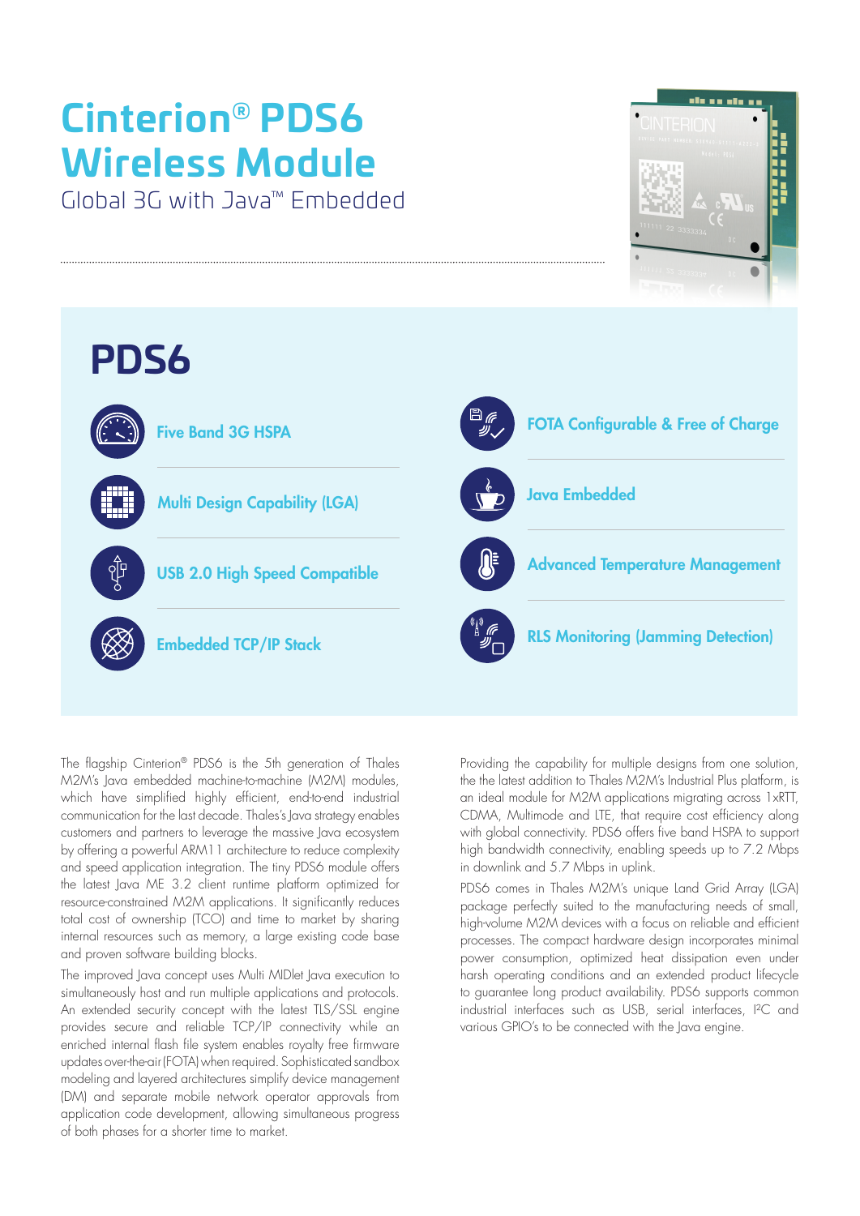# Cinterion® PDS6 Wireless Module

Global 3G with Java™ Embedded

## PDS6

- Five Band 3G HSPA
- Multi Design Capability (LGA)
- USB 2.0 High Speed Compatible
- Embedded TCP/IP Stack
- FOTA Configurable & Free of Charge
- Java Embedded
- Advanced Temperature Management
- RLS Monitoring (Jamming Detection)

The flagship Cinterion® PDS6 is the 5th generation of Thales M2M's Java embedded machine-to-machine (M2M) modules, which have simplified highly efficient, end-to-end industrial communication for the last decade. Thales's Java strategy enables customers and partners to leverage the massive Java ecosystem by offering a powerful ARM11 architecture to reduce complexity and speed application integration. The tiny PDS6 module offers the latest Java ME 3.2 client runtime platform optimized for resource-constrained M2M applications. It significantly reduces total cost of ownership (TCO) and time to market by sharing internal resources such as memory, a large existing code base and proven software building blocks.

The improved Java concept uses Multi MIDlet Java execution to simultaneously host and run multiple applications and protocols. An extended security concept with the latest TLS/SSL engine provides secure and reliable TCP/IP connectivity while an enriched internal flash file system enables royalty free firmware updates over-the-air (FOTA) when required. Sophisticated sandbox modeling and layered architectures simplify device management (DM) and separate mobile network operator approvals from application code development, allowing simultaneous progress of both phases for a shorter time to market.

Providing the capability for multiple designs from one solution, the the latest addition to Thales M2M's Industrial Plus platform, is an ideal module for M2M applications migrating across 1xRTT, CDMA, Multimode and LTE, that require cost efficiency along with global connectivity. PDS6 offers five band HSPA to support high bandwidth connectivity, enabling speeds up to 7.2 Mbps in downlink and 5.7 Mbps in uplink.

PDS6 comes in Thales M2M's unique Land Grid Array (LGA) package perfectly suited to the manufacturing needs of small, high-volume M2M devices with a focus on reliable and efficient processes. The compact hardware design incorporates minimal power consumption, optimized heat dissipation even under harsh operating conditions and an extended product lifecycle to guarantee long product availability. PDS6 supports common industrial interfaces such as USB, serial interfaces, I²C and various GPIO's to be connected with the Java engine.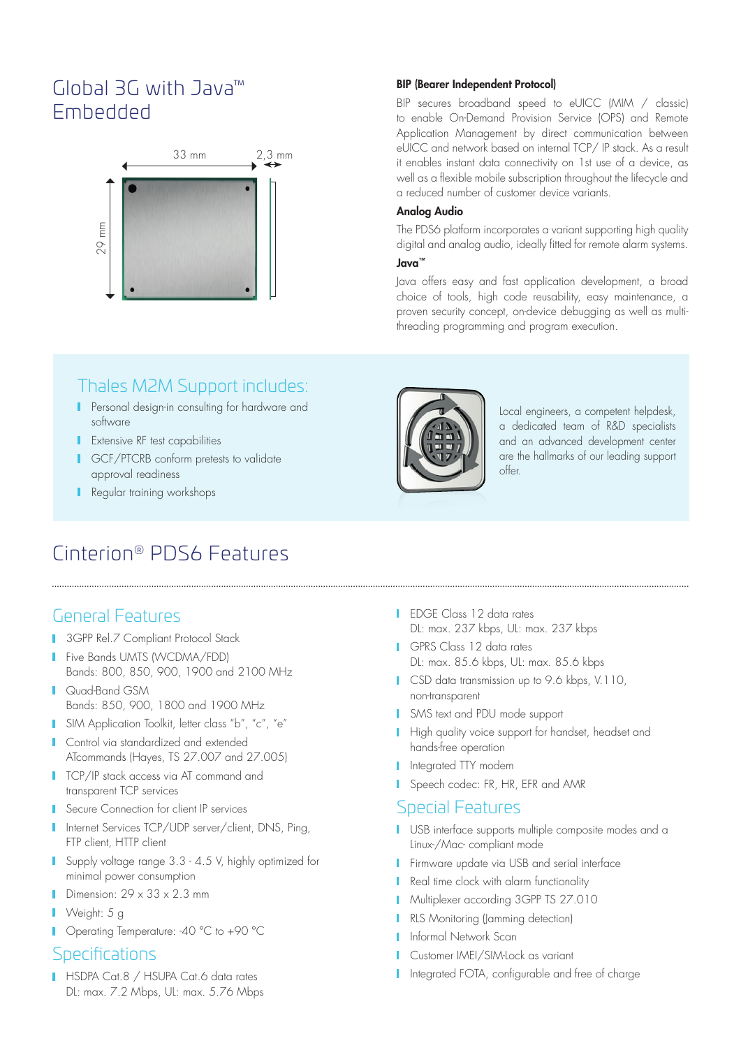# Global 3G with Java™ Embedded

33 mm

2,3 mm

29 mm

### BIP (Bearer Independent Protocol)

BIP secures broadband speed to eUICC (MIM / classic) to enable On-Demand Provision Service (OPS) and Remote Application Management by direct communication between eUICC and network based on internal TCP/ IP stack. As a result it enables instant data connectivity on 1st use of a device, as well as a flexible mobile subscription throughout the lifecycle and a reduced number of customer device variants.

### Analog Audio

The PDS6 platform incorporates a variant supporting high quality digital and analog audio, ideally fitted for remote alarm systems.

### Java™

Java offers easy and fast application development, a broad choice of tools, high code reusability, easy maintenance, a proven security concept, on-device debugging as well as multi-threading programming and program execution.

## Thales M2M Support includes:

- Personal design-in consulting for hardware and software
- Extensive RF test capabilities
- GCF/PTCRB conform pretests to validate approval readiness
- Regular training workshops

Local engineers, a competent helpdesk, a dedicated team of R&D specialists and an advanced development center are the hallmarks of our leading support offer.

# Cinterion® PDS6 Features

## General Features

- 3GPP Rel.7 Compliant Protocol Stack
- Five Bands UMTS (WCDMA/FDD)
  Bands: 800, 850, 900, 1900 and 2100 MHz
- Quad-Band GSM
  Bands: 850, 900, 1800 and 1900 MHz
- SIM Application Toolkit, letter class "b", "c", "e"
- Control via standardized and extended ATcommands (Hayes, TS 27.007 and 27.005)
- TCP/IP stack access via AT command and transparent TCP services
- Secure Connection for client IP services
- Internet Services TCP/UDP server/client, DNS, Ping, FTP client, HTTP client
- Supply voltage range 3.3 - 4.5 V, highly optimized for minimal power consumption
- Dimension: 29 x 33 x 2.3 mm
- Weight: 5 g
- Operating Temperature: -40 °C to +90 °C

## Specifications

- HSDPA Cat.8 / HSUPA Cat.6 data rates
  DL: max. 7.2 Mbps, UL: max. 5.76 Mbps
- EDGE Class 12 data rates
  DL: max. 237 kbps, UL: max. 237 kbps
- GPRS Class 12 data rates
  DL: max. 85.6 kbps, UL: max. 85.6 kbps
- CSD data transmission up to 9.6 kbps, V.110, non-transparent
- SMS text and PDU mode support
- High quality voice support for handset, headset and hands-free operation
- Integrated TTY modem
- Speech codec: FR, HR, EFR and AMR

## Special Features

- USB interface supports multiple composite modes and a Linux-/Mac- compliant mode
- Firmware update via USB and serial interface
- Real time clock with alarm functionality
- Multiplexer according 3GPP TS 27.010
- RLS Monitoring (Jamming detection)
- Informal Network Scan
- Customer IMEI/SIM-Lock as variant
- Integrated FOTA, configurable and free of charge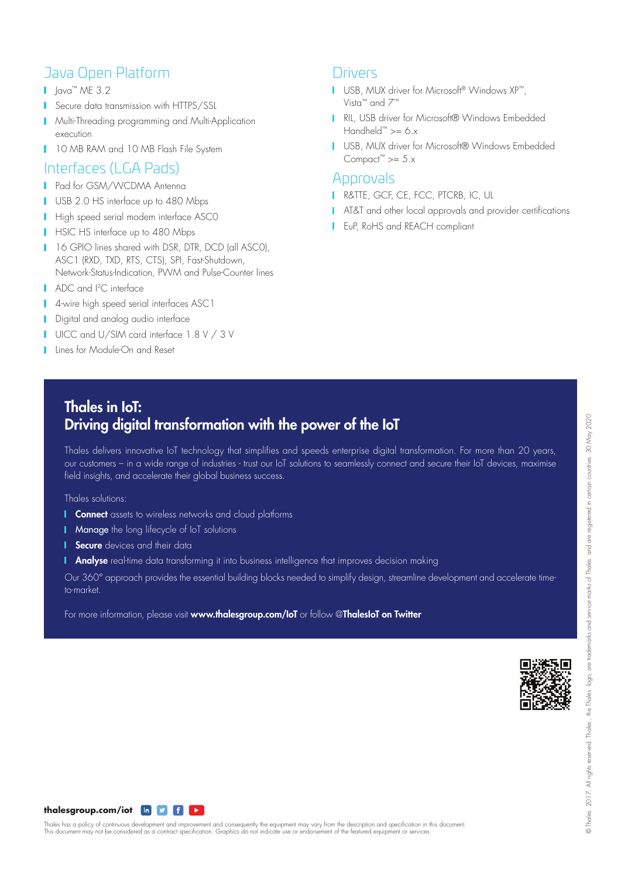## Java Open Platform

- Java™ ME 3.2
- Secure data transmission with HTTPS/SSL
- Multi-Threading programming and Multi-Application execution
- 10 MB RAM and 10 MB Flash File System

## Interfaces (LGA Pads)

- Pad for GSM/WCDMA Antenna
- USB 2.0 HS interface up to 480 Mbps
- High speed serial modem interface ASC0
- HSIC HS interface up to 480 Mbps
- 16 GPIO lines shared with DSR, DTR, DCD (all ASC0), ASC1 (RXD, TXD, RTS, CTS), SPI, Fast-Shutdown, Network-Status-Indication, PWM and Pulse-Counter lines
- ADC and I²C interface
- 4-wire high speed serial interfaces ASC1
- Digital and analog audio interface
- UICC and U/SIM card interface 1.8 V / 3 V
- Lines for Module-On and Reset

## Drivers

- USB, MUX driver for Microsoft® Windows XP™, Vista™ and 7™
- RIL, USB driver for Microsoft® Windows Embedded Handheld™ >= 6.x
- USB, MUX driver for Microsoft® Windows Embedded Compact™ >= 5.x

## Approvals

- R&TTE, GCF, CE, FCC, PTCRB, IC, UL
- AT&T and other local approvals and provider certifications
- EuP, RoHS and REACH compliant

## Thales in IoT: Driving digital transformation with the power of the IoT

Thales delivers innovative IoT technology that simplifies and speeds enterprise digital transformation. For more than 20 years, our customers – in a wide range of industries - trust our IoT solutions to seamlessly connect and secure their IoT devices, maximise field insights, and accelerate their global business success.

Thales solutions:

- **Connect** assets to wireless networks and cloud platforms
- **Manage** the long lifecycle of IoT solutions
- **Secure** devices and their data
- **Analyse** real-time data transforming it into business intelligence that improves decision making

Our 360° approach provides the essential building blocks needed to simplify design, streamline development and accelerate time-to-market.

For more information, please visit **www.thalesgroup.com/IoT** or follow **@ThalesIoT on Twitter**

**thalesgroup.com/iot**

Thales has a policy of continuous development and improvement and consequently the equipment may vary from the description and specification in this document. This document may not be considered as a contract specification. Graphics do not indicate use or endorsement of the featured equipment or services.

© Thales 2017. All rights reserved. Thales, the Thales logo, are trademarks and service marks of Thales and are registered in certain countries. 30 May 2020